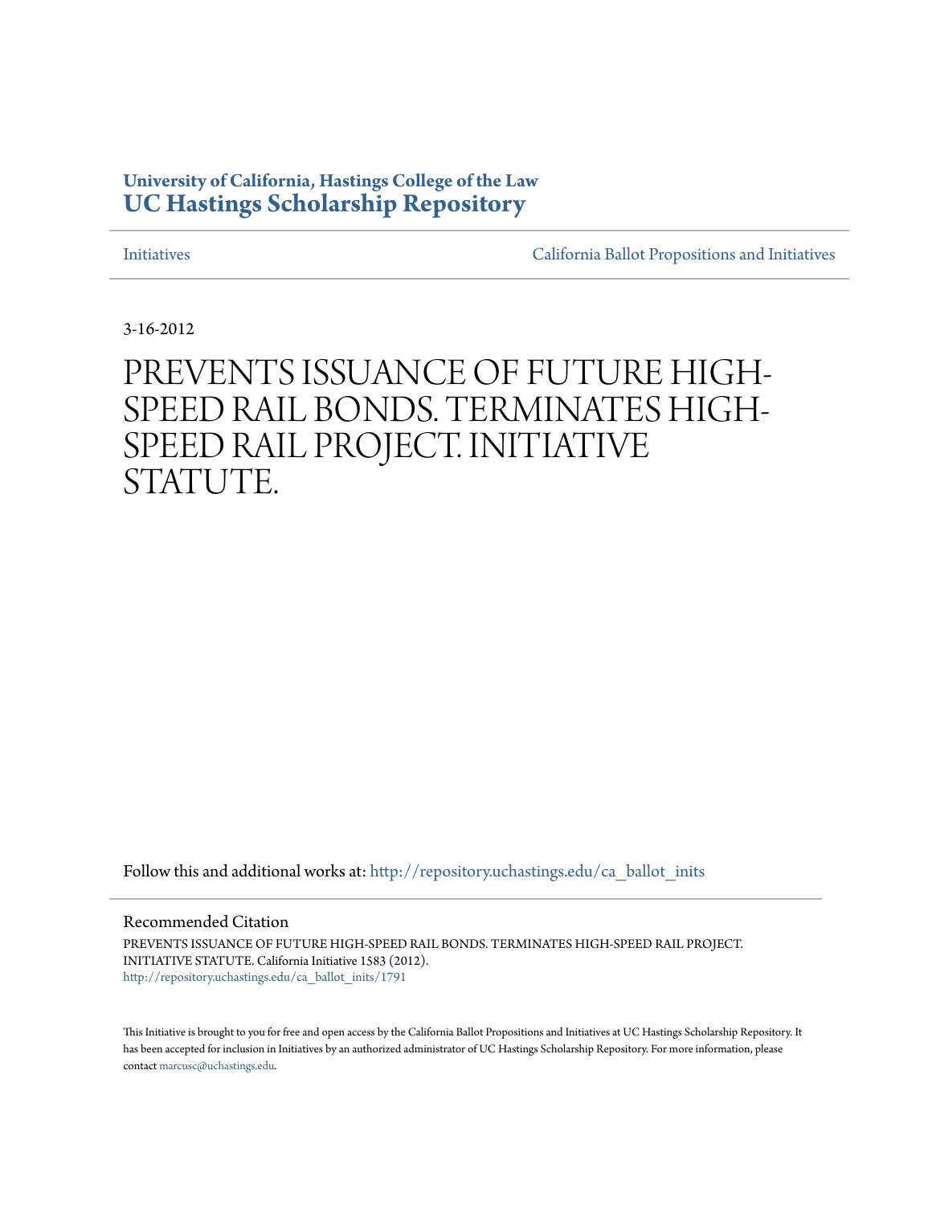University of California, Hastings College of the Law
**UC Hastings Scholarship Repository**

Initiatives

California Ballot Propositions and Initiatives

3-16-2012

# PREVENTS ISSUANCE OF FUTURE HIGH-SPEED RAIL BONDS. TERMINATES HIGH-SPEED RAIL PROJECT. INITIATIVE STATUTE.

Follow this and additional works at: http://repository.uchastings.edu/ca_ballot_inits

Recommended Citation

PREVENTS ISSUANCE OF FUTURE HIGH-SPEED RAIL BONDS. TERMINATES HIGH-SPEED RAIL PROJECT. INITIATIVE STATUTE. California Initiative 1583 (2012).
http://repository.uchastings.edu/ca_ballot_inits/1791

This Initiative is brought to you for free and open access by the California Ballot Propositions and Initiatives at UC Hastings Scholarship Repository. It has been accepted for inclusion in Initiatives by an authorized administrator of UC Hastings Scholarship Repository. For more information, please contact marcusc@uchastings.edu.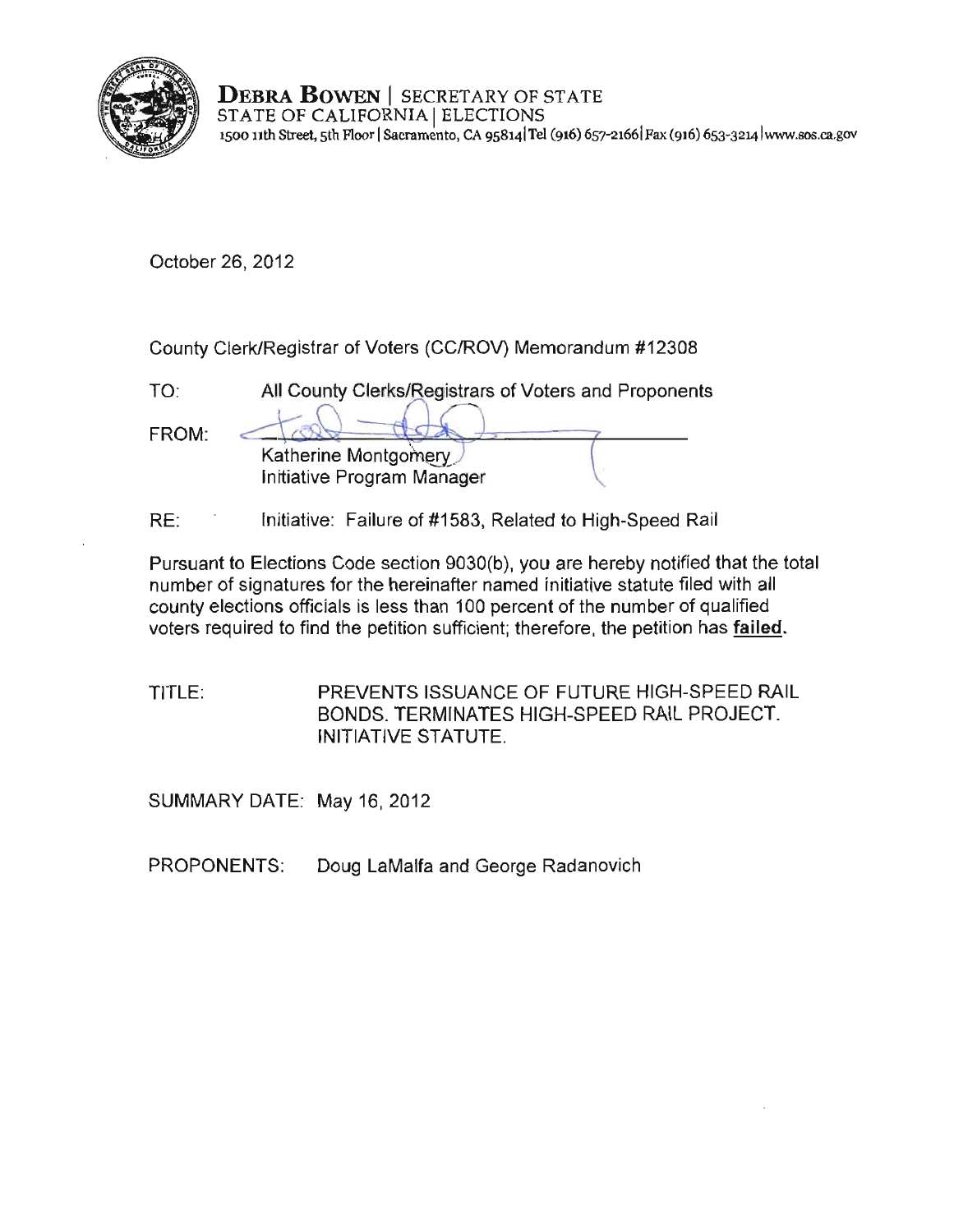**DEBRA BOWEN** | SECRETARY OF STATE
STATE OF CALIFORNIA | ELECTIONS
1500 11th Street, 5th Floor | Sacramento, CA 95814 | Tel (916) 657-2166 | Fax (916) 653-3214 | www.sos.ca.gov

October 26, 2012

County Clerk/Registrar of Voters (CC/ROV) Memorandum #12308

TO: All County Clerks/Registrars of Voters and Proponents

FROM: Katherine Montgomery
Initiative Program Manager

RE: Initiative: Failure of #1583, Related to High-Speed Rail

Pursuant to Elections Code section 9030(b), you are hereby notified that the total number of signatures for the hereinafter named initiative statute filed with all county elections officials is less than 100 percent of the number of qualified voters required to find the petition sufficient; therefore, the petition has **failed.**

TITLE: PREVENTS ISSUANCE OF FUTURE HIGH-SPEED RAIL BONDS. TERMINATES HIGH-SPEED RAIL PROJECT. INITIATIVE STATUTE.

SUMMARY DATE: May 16, 2012

PROPONENTS: Doug LaMalfa and George Radanovich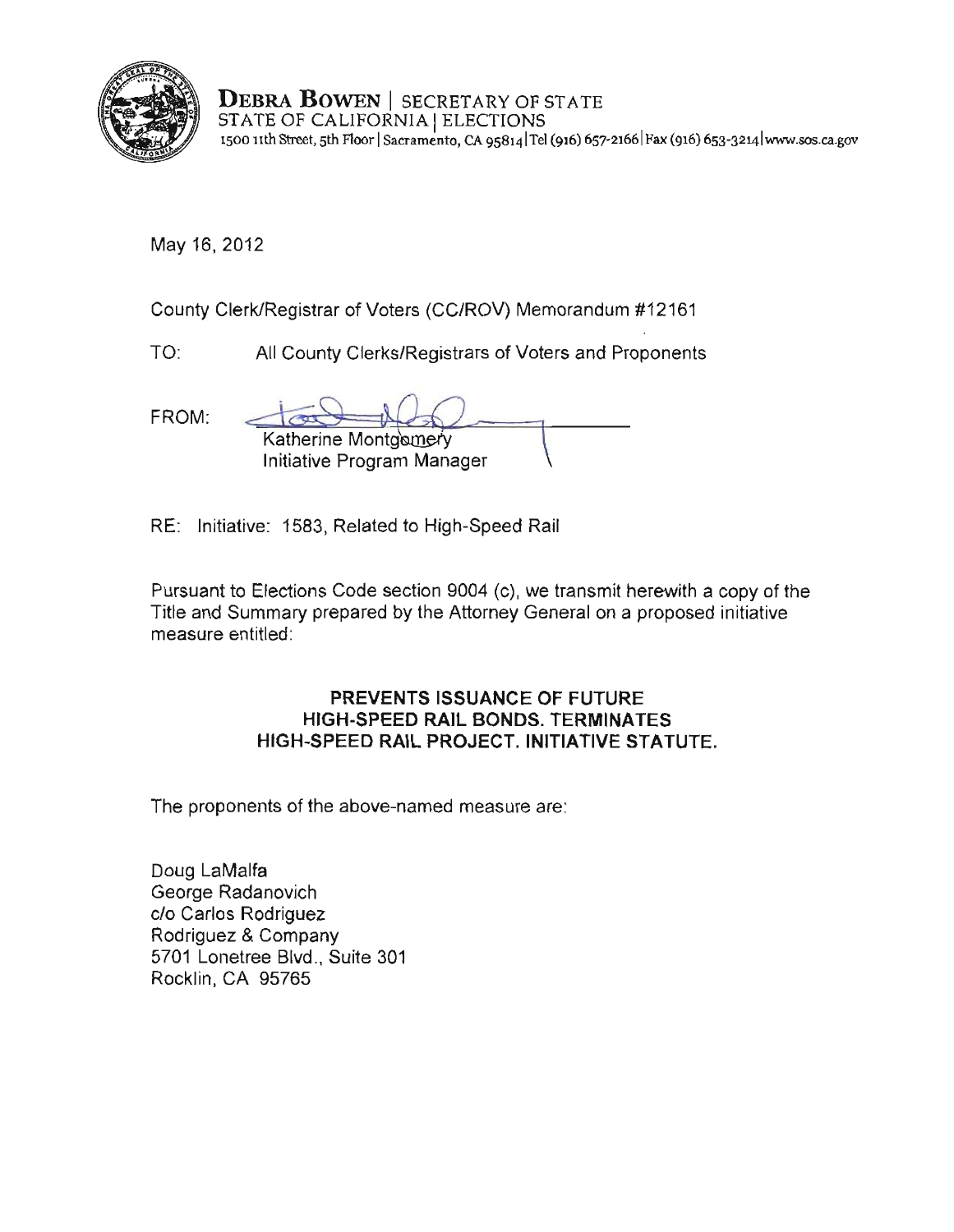**DEBRA BOWEN** | SECRETARY OF STATE
STATE OF CALIFORNIA | ELECTIONS
1500 11th Street, 5th Floor | Sacramento, CA 95814 | Tel (916) 657-2166 | Fax (916) 653-3214 | www.sos.ca.gov

May 16, 2012

County Clerk/Registrar of Voters (CC/ROV) Memorandum #12161

TO: All County Clerks/Registrars of Voters and Proponents

FROM: Katherine Montgomery
Initiative Program Manager

RE: Initiative: 1583, Related to High-Speed Rail

Pursuant to Elections Code section 9004 (c), we transmit herewith a copy of the Title and Summary prepared by the Attorney General on a proposed initiative measure entitled:

**PREVENTS ISSUANCE OF FUTURE HIGH-SPEED RAIL BONDS. TERMINATES HIGH-SPEED RAIL PROJECT. INITIATIVE STATUTE.**

The proponents of the above-named measure are:

Doug LaMalfa
George Radanovich
c/o Carlos Rodriguez
Rodriguez & Company
5701 Lonetree Blvd., Suite 301
Rocklin, CA 95765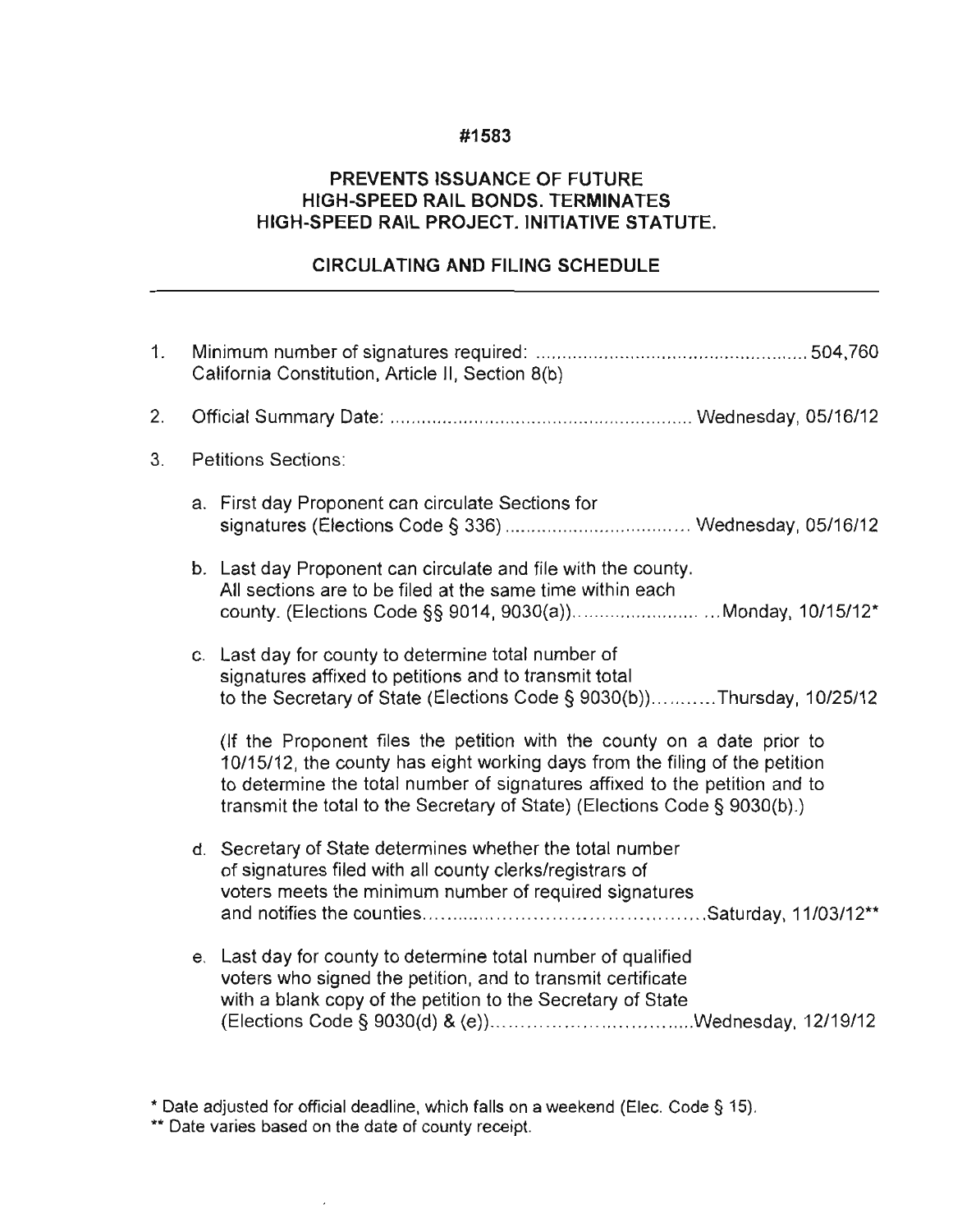**#1583**

**PREVENTS ISSUANCE OF FUTURE HIGH-SPEED RAIL BONDS. TERMINATES HIGH-SPEED RAIL PROJECT. INITIATIVE STATUTE.**

**CIRCULATING AND FILING SCHEDULE**

---

1. Minimum number of signatures required: .................................................... 504,760
   California Constitution, Article II, Section 8(b)

2. Official Summary Date: ......................................................... Wednesday, 05/16/12

3. Petitions Sections:

   a. First day Proponent can circulate Sections for signatures (Elections Code § 336) .................................. Wednesday, 05/16/12

   b. Last day Proponent can circulate and file with the county. All sections are to be filed at the same time within each county. (Elections Code §§ 9014, 9030(a))........................ ...Monday, 10/15/12*

   c. Last day for county to determine total number of signatures affixed to petitions and to transmit total to the Secretary of State (Elections Code § 9030(b))...........Thursday, 10/25/12

      (If the Proponent files the petition with the county on a date prior to 10/15/12, the county has eight working days from the filing of the petition to determine the total number of signatures affixed to the petition and to transmit the total to the Secretary of State) (Elections Code § 9030(b).)

   d. Secretary of State determines whether the total number of signatures filed with all county clerks/registrars of voters meets the minimum number of required signatures and notifies the counties.............................................Saturday, 11/03/12**

   e. Last day for county to determine total number of qualified voters who signed the petition, and to transmit certificate with a blank copy of the petition to the Secretary of State (Elections Code § 9030(d) & (e))...................................Wednesday, 12/19/12

---

\* Date adjusted for official deadline, which falls on a weekend (Elec. Code § 15).

** Date varies based on the date of county receipt.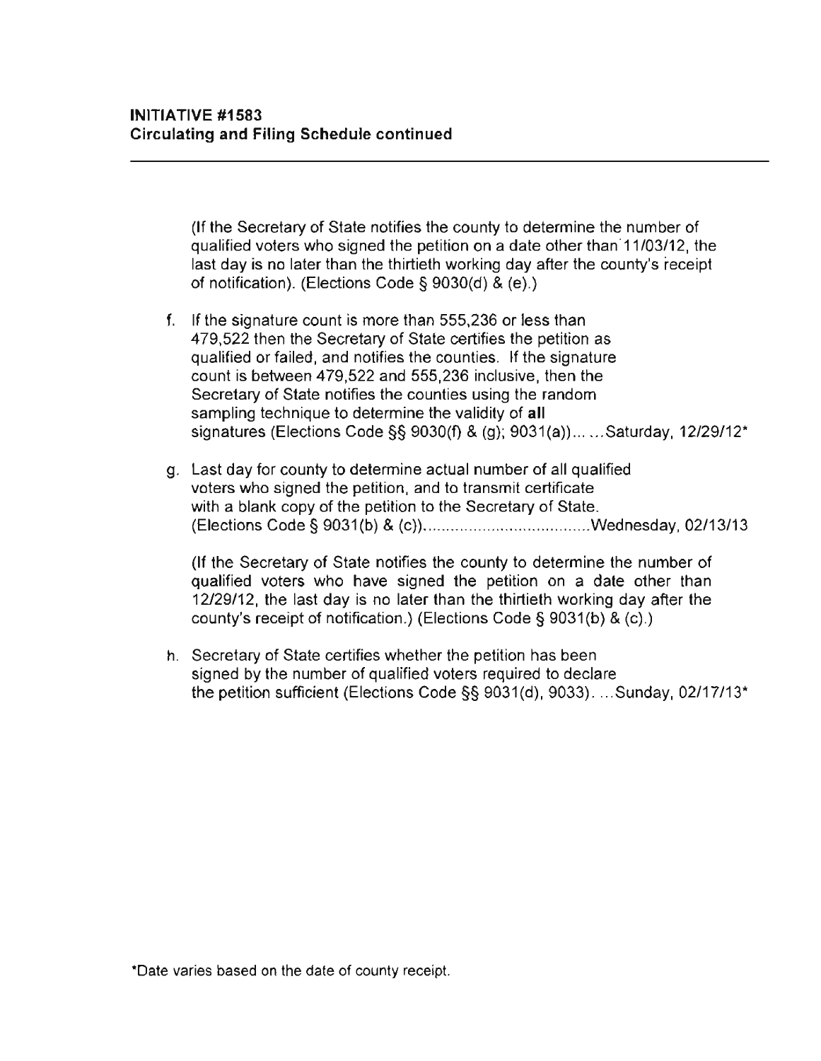**INITIATIVE #1583**
**Circulating and Filing Schedule continued**

---

(If the Secretary of State notifies the county to determine the number of qualified voters who signed the petition on a date other than 11/03/12, the last day is no later than the thirtieth working day after the county's receipt of notification). (Elections Code § 9030(d) & (e).)

f. If the signature count is more than 555,236 or less than 479,522 then the Secretary of State certifies the petition as qualified or failed, and notifies the counties. If the signature count is between 479,522 and 555,236 inclusive, then the Secretary of State notifies the counties using the random sampling technique to determine the validity of **all** signatures (Elections Code §§ 9030(f) & (g); 9031(a))... ...Saturday, 12/29/12*

g. Last day for county to determine actual number of all qualified voters who signed the petition, and to transmit certificate with a blank copy of the petition to the Secretary of State. (Elections Code § 9031(b) & (c))....................................Wednesday, 02/13/13

   (If the Secretary of State notifies the county to determine the number of qualified voters who have signed the petition on a date other than 12/29/12, the last day is no later than the thirtieth working day after the county's receipt of notification.) (Elections Code § 9031(b) & (c).)

h. Secretary of State certifies whether the petition has been signed by the number of qualified voters required to declare the petition sufficient (Elections Code §§ 9031(d), 9033). ...Sunday, 02/17/13*

*Date varies based on the date of county receipt.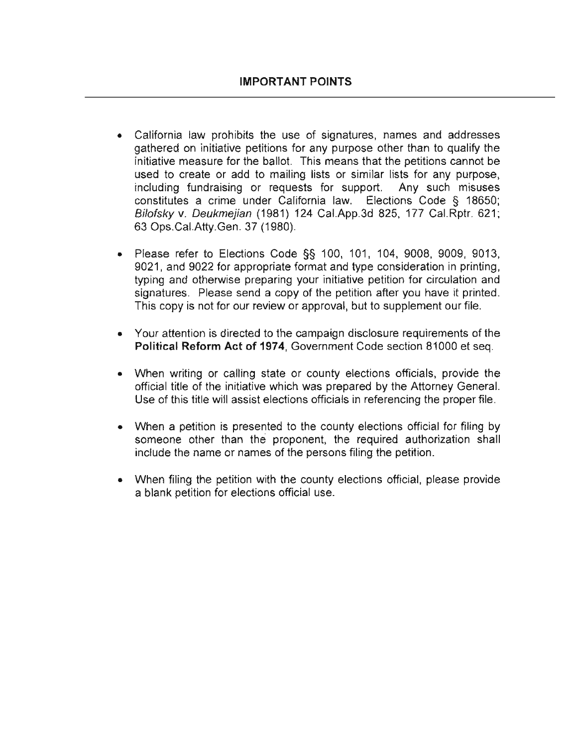## IMPORTANT POINTS

- California law prohibits the use of signatures, names and addresses gathered on initiative petitions for any purpose other than to qualify the initiative measure for the ballot. This means that the petitions cannot be used to create or add to mailing lists or similar lists for any purpose, including fundraising or requests for support. Any such misuses constitutes a crime under California law. Elections Code § 18650; *Bilofsky* v. *Deukmejian* (1981) 124 Cal.App.3d 825, 177 Cal.Rptr. 621; 63 Ops.Cal.Atty.Gen. 37 (1980).

- Please refer to Elections Code §§ 100, 101, 104, 9008, 9009, 9013, 9021, and 9022 for appropriate format and type consideration in printing, typing and otherwise preparing your initiative petition for circulation and signatures. Please send a copy of the petition after you have it printed. This copy is not for our review or approval, but to supplement our file.

- Your attention is directed to the campaign disclosure requirements of the **Political Reform Act of 1974**, Government Code section 81000 et seq.

- When writing or calling state or county elections officials, provide the official title of the initiative which was prepared by the Attorney General. Use of this title will assist elections officials in referencing the proper file.

- When a petition is presented to the county elections official for filing by someone other than the proponent, the required authorization shall include the name or names of the persons filing the petition.

- When filing the petition with the county elections official, please provide a blank petition for elections official use.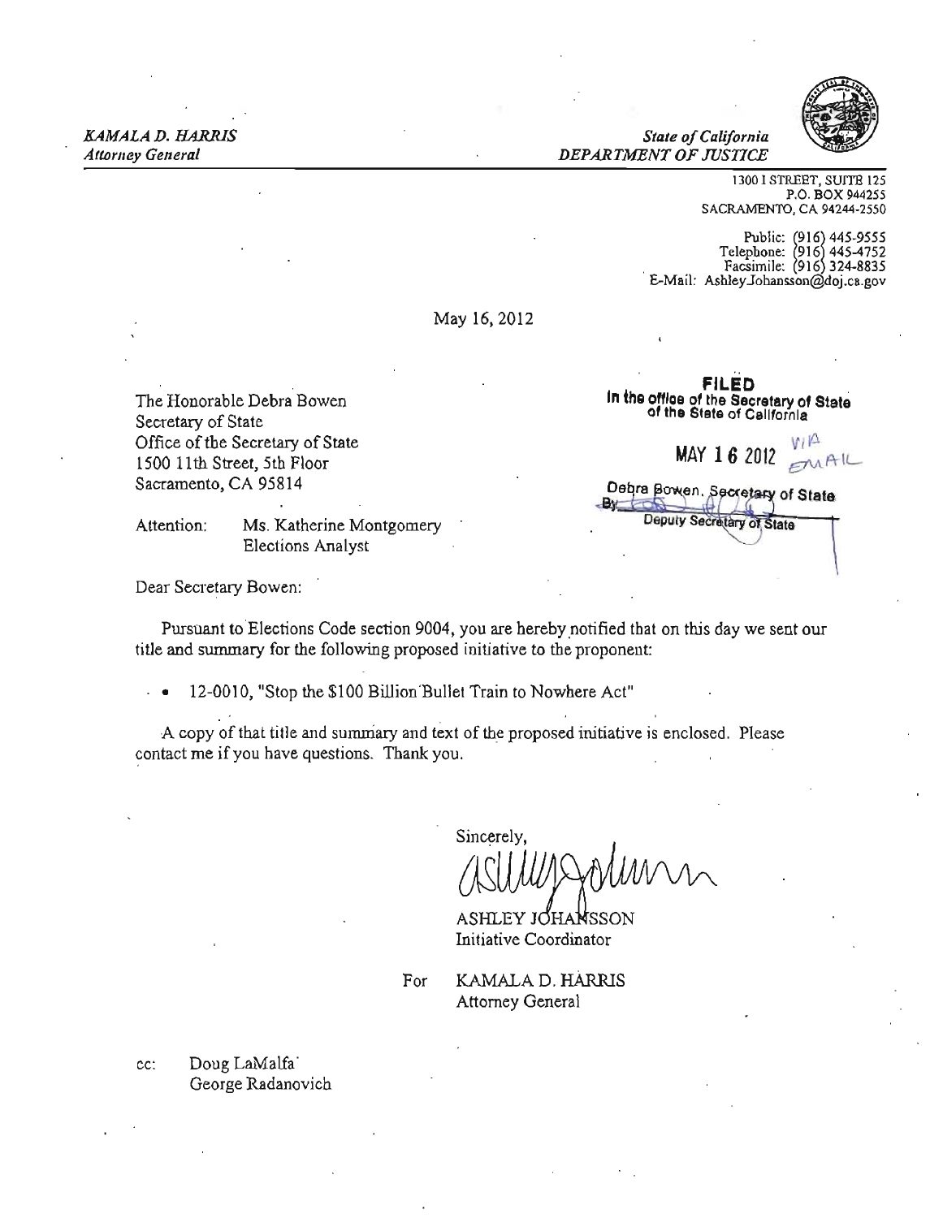*KAMALA D. HARRIS*
*Attorney General*

*State of California*
*DEPARTMENT OF JUSTICE*

1300 I STREET, SUITE 125
P.O. BOX 944255
SACRAMENTO, CA 94244-2550

Public: (916) 445-9555
Telephone: (916) 445-4752
Facsimile: (916) 324-8835
E-Mail: Ashley.Johansson@doj.ca.gov

May 16, 2012

**FILED**
**In the office of the Secretary of State of the State of California**

MAY 16 2012 VIA EMAIL

Debra Bowen, Secretary of State
By _______________
Deputy Secretary of State

The Honorable Debra Bowen
Secretary of State
Office of the Secretary of State
1500 11th Street, 5th Floor
Sacramento, CA 95814

Attention: Ms. Katherine Montgomery
Elections Analyst

Dear Secretary Bowen:

Pursuant to Elections Code section 9004, you are hereby notified that on this day we sent our title and summary for the following proposed initiative to the proponent:

- 12-0010, "Stop the $100 Billion Bullet Train to Nowhere Act"

A copy of that title and summary and text of the proposed initiative is enclosed. Please contact me if you have questions. Thank you.

Sincerely,

ASHLEY JOHANSSON
Initiative Coordinator

For KAMALA D. HARRIS
Attorney General

cc: Doug LaMalfa
George Radanovich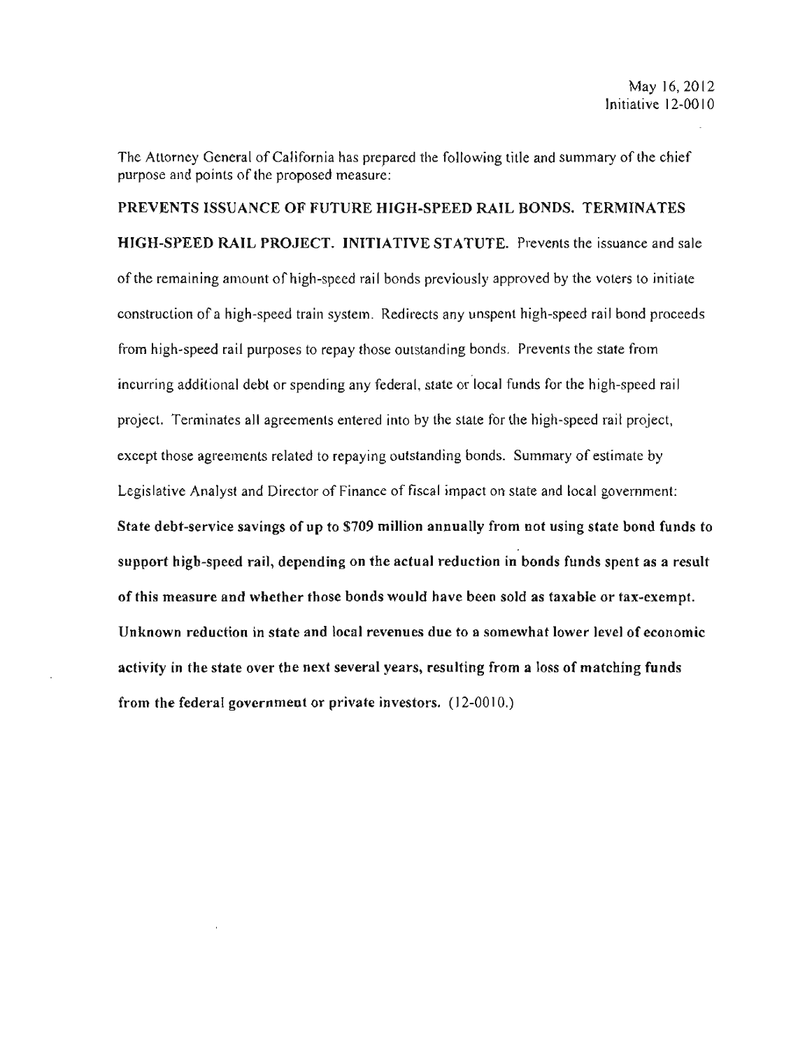May 16, 2012
Initiative 12-0010

The Attorney General of California has prepared the following title and summary of the chief purpose and points of the proposed measure:

**PREVENTS ISSUANCE OF FUTURE HIGH-SPEED RAIL BONDS. TERMINATES HIGH-SPEED RAIL PROJECT. INITIATIVE STATUTE.** Prevents the issuance and sale of the remaining amount of high-speed rail bonds previously approved by the voters to initiate construction of a high-speed train system. Redirects any unspent high-speed rail bond proceeds from high-speed rail purposes to repay those outstanding bonds. Prevents the state from incurring additional debt or spending any federal, state or local funds for the high-speed rail project. Terminates all agreements entered into by the state for the high-speed rail project, except those agreements related to repaying outstanding bonds. Summary of estimate by Legislative Analyst and Director of Finance of fiscal impact on state and local government: **State debt-service savings of up to $709 million annually from not using state bond funds to support high-speed rail, depending on the actual reduction in bonds funds spent as a result of this measure and whether those bonds would have been sold as taxable or tax-exempt. Unknown reduction in state and local revenues due to a somewhat lower level of economic activity in the state over the next several years, resulting from a loss of matching funds from the federal government or private investors.** (12-0010.)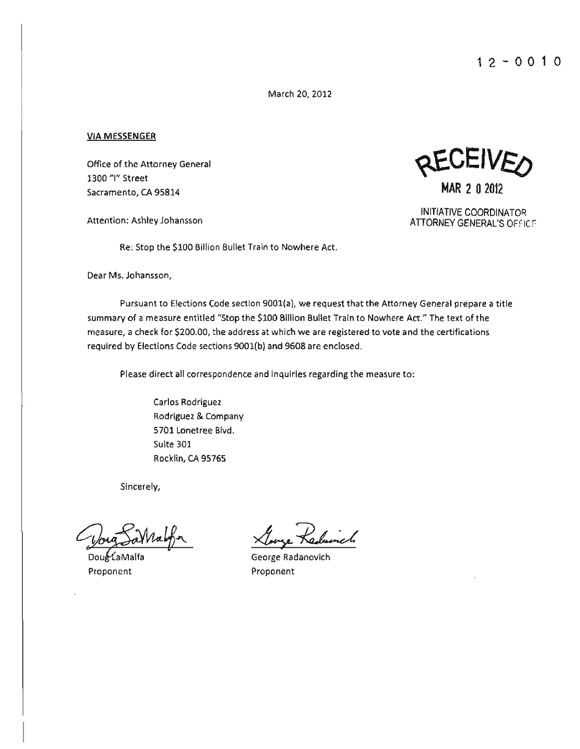12-0010

March 20, 2012

**VIA MESSENGER**

Office of the Attorney General
1300 "I" Street
Sacramento, CA 95814

RECEIVED
MAR 20 2012
INITIATIVE COORDINATOR
ATTORNEY GENERAL'S OFFICE

Attention: Ashley Johansson

Re: Stop the $100 Billion Bullet Train to Nowhere Act.

Dear Ms. Johansson,

Pursuant to Elections Code section 9001(a), we request that the Attorney General prepare a title summary of a measure entitled "Stop the $100 Billion Bullet Train to Nowhere Act." The text of the measure, a check for $200.00, the address at which we are registered to vote and the certifications required by Elections Code sections 9001(b) and 9608 are enclosed.

Please direct all correspondence and inquiries regarding the measure to:

Carlos Rodriguez
Rodriguez & Company
5701 Lonetree Blvd.
Suite 301
Rocklin, CA 95765

Sincerely,

Doug LaMalfa
Proponent

George Radanovich
Proponent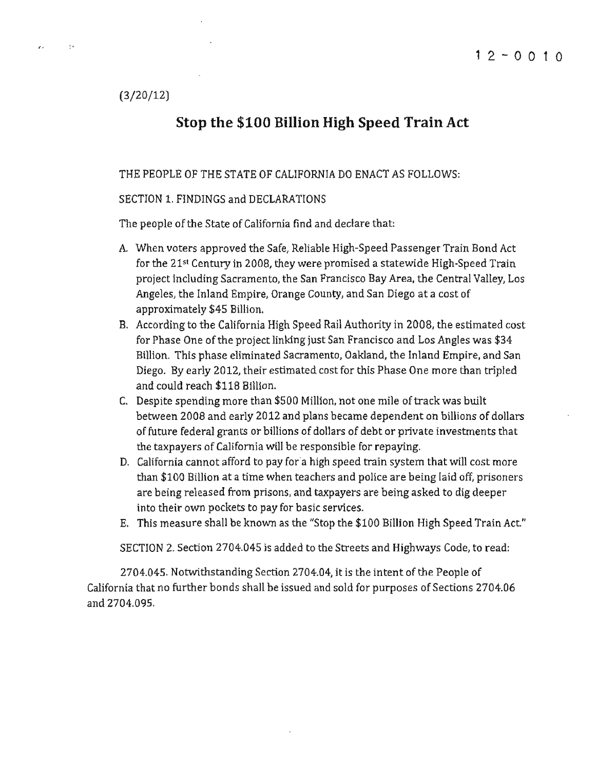12-0010

(3/20/12)

# Stop the $100 Billion High Speed Train Act

THE PEOPLE OF THE STATE OF CALIFORNIA DO ENACT AS FOLLOWS:

SECTION 1. FINDINGS and DECLARATIONS

The people of the State of California find and declare that:

A. When voters approved the Safe, Reliable High-Speed Passenger Train Bond Act for the 21st Century in 2008, they were promised a statewide High-Speed Train project including Sacramento, the San Francisco Bay Area, the Central Valley, Los Angeles, the Inland Empire, Orange County, and San Diego at a cost of approximately $45 Billion.
B. According to the California High Speed Rail Authority in 2008, the estimated cost for Phase One of the project linking just San Francisco and Los Angles was $34 Billion. This phase eliminated Sacramento, Oakland, the Inland Empire, and San Diego. By early 2012, their estimated cost for this Phase One more than tripled and could reach $118 Billion.
C. Despite spending more than $500 Million, not one mile of track was built between 2008 and early 2012 and plans became dependent on billions of dollars of future federal grants or billions of dollars of debt or private investments that the taxpayers of California will be responsible for repaying.
D. California cannot afford to pay for a high speed train system that will cost more than $100 Billion at a time when teachers and police are being laid off, prisoners are being released from prisons, and taxpayers are being asked to dig deeper into their own pockets to pay for basic services.
E. This measure shall be known as the "Stop the $100 Billion High Speed Train Act."

SECTION 2. Section 2704.045 is added to the Streets and Highways Code, to read:

2704.045. Notwithstanding Section 2704.04, it is the intent of the People of California that no further bonds shall be issued and sold for purposes of Sections 2704.06 and 2704.095.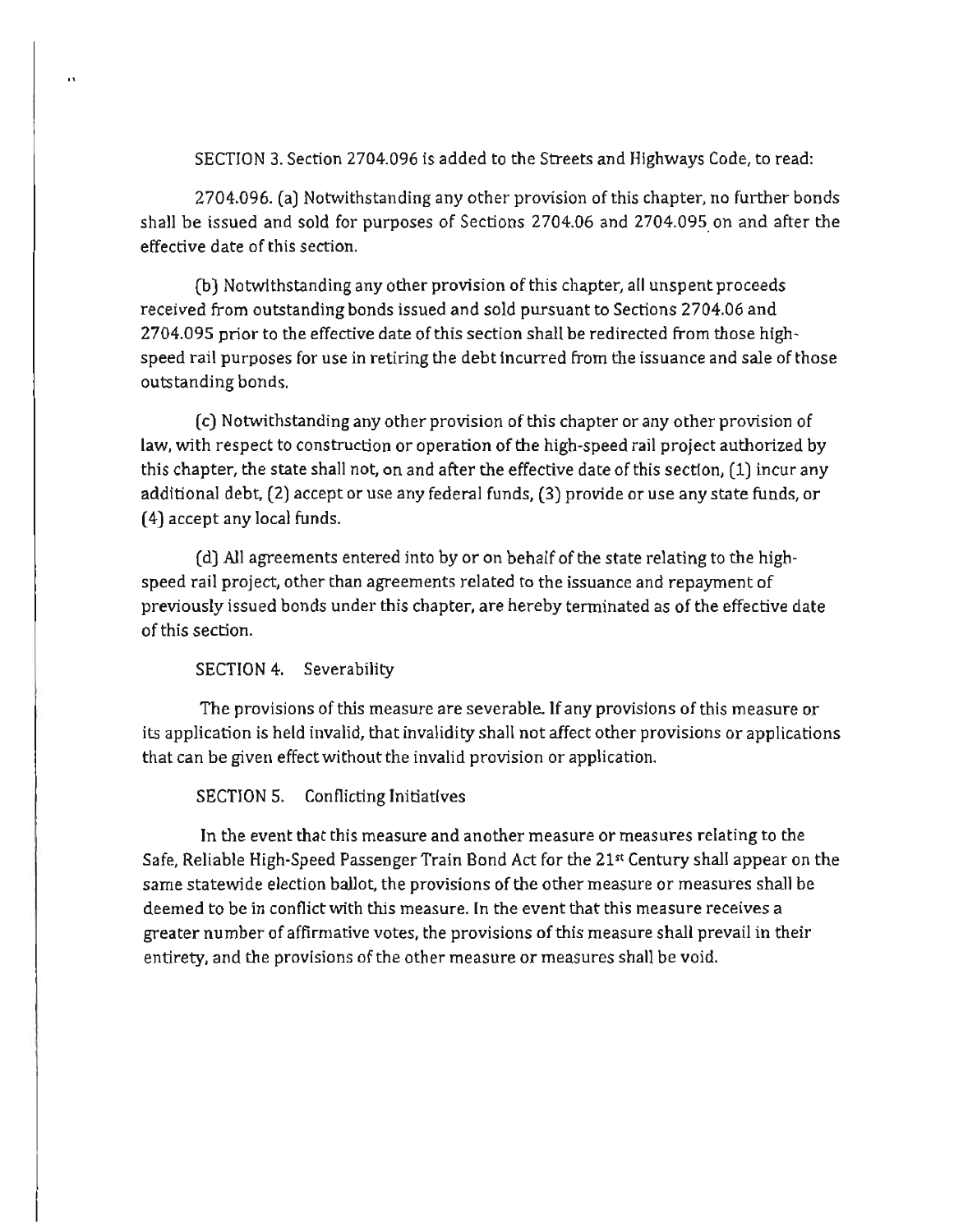SECTION 3. Section 2704.096 is added to the Streets and Highways Code, to read:

2704.096. (a) Notwithstanding any other provision of this chapter, no further bonds shall be issued and sold for purposes of Sections 2704.06 and 2704.095 on and after the effective date of this section.

(b) Notwithstanding any other provision of this chapter, all unspent proceeds received from outstanding bonds issued and sold pursuant to Sections 2704.06 and 2704.095 prior to the effective date of this section shall be redirected from those high-speed rail purposes for use in retiring the debt incurred from the issuance and sale of those outstanding bonds.

(c) Notwithstanding any other provision of this chapter or any other provision of law, with respect to construction or operation of the high-speed rail project authorized by this chapter, the state shall not, on and after the effective date of this section, (1) incur any additional debt, (2) accept or use any federal funds, (3) provide or use any state funds, or (4) accept any local funds.

(d) All agreements entered into by or on behalf of the state relating to the high-speed rail project, other than agreements related to the issuance and repayment of previously issued bonds under this chapter, are hereby terminated as of the effective date of this section.

SECTION 4. Severability

The provisions of this measure are severable. If any provisions of this measure or its application is held invalid, that invalidity shall not affect other provisions or applications that can be given effect without the invalid provision or application.

SECTION 5. Conflicting Initiatives

In the event that this measure and another measure or measures relating to the Safe, Reliable High-Speed Passenger Train Bond Act for the 21st Century shall appear on the same statewide election ballot, the provisions of the other measure or measures shall be deemed to be in conflict with this measure. In the event that this measure receives a greater number of affirmative votes, the provisions of this measure shall prevail in their entirety, and the provisions of the other measure or measures shall be void.